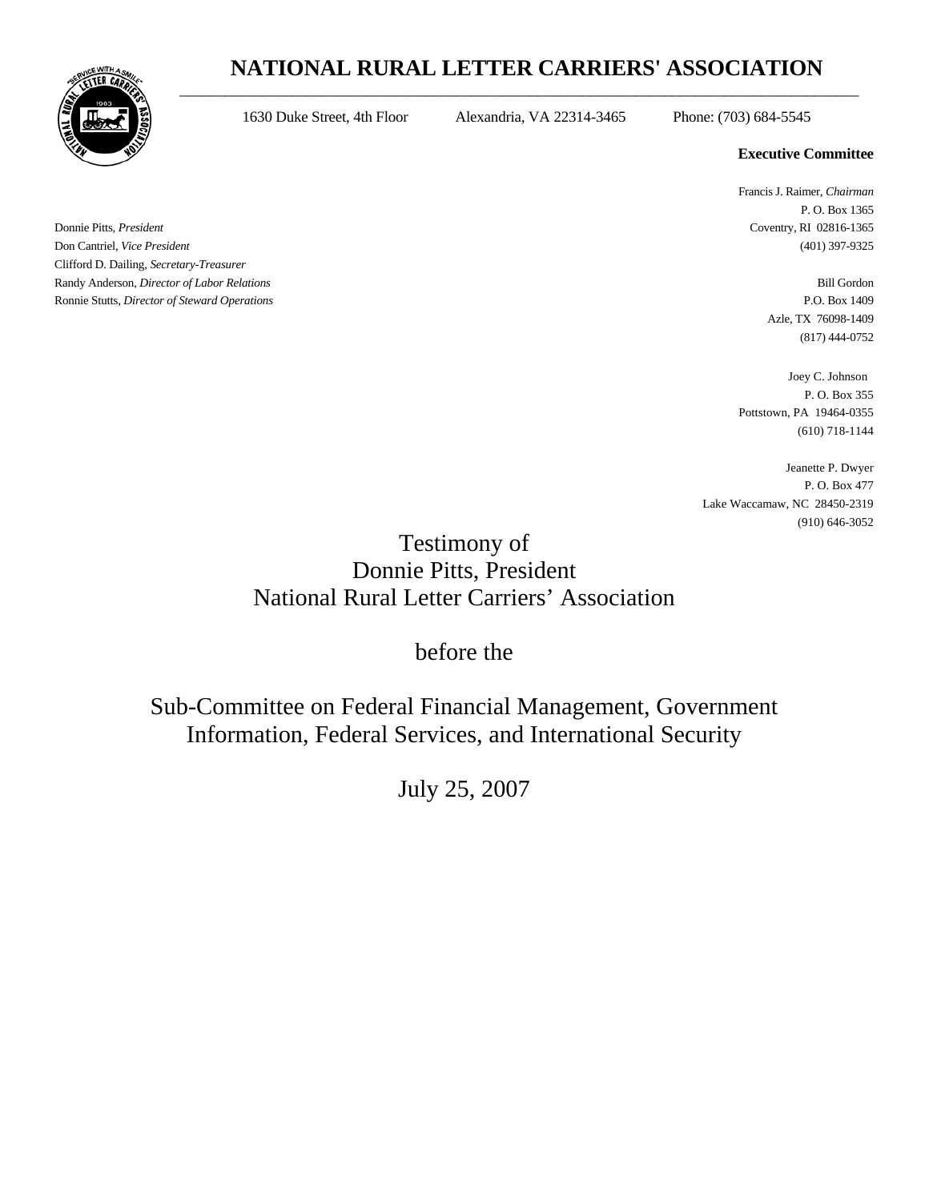# NATIONAL RURAL LETTER CARRIERS' ASSOCIATION

1630 Duke Street, 4th Floor  Alexandria, VA 22314-3465  Phone: (703) 684-5545

Donnie Pitts, *President*
Don Cantriel, *Vice President*
Clifford D. Dailing, *Secretary-Treasurer*
Randy Anderson, *Director of Labor Relations*
Ronnie Stutts, *Director of Steward Operations*

**Executive Committee**

Francis J. Raimer, *Chairman*
P. O. Box 1365
Coventry, RI 02816-1365
(401) 397-9325

Bill Gordon
P.O. Box 1409
Azle, TX 76098-1409
(817) 444-0752

Joey C. Johnson
P. O. Box 355
Pottstown, PA 19464-0355
(610) 718-1144

Jeanette P. Dwyer
P. O. Box 477
Lake Waccamaw, NC 28450-2319
(910) 646-3052

Testimony of
Donnie Pitts, President
National Rural Letter Carriers' Association

before the

Sub-Committee on Federal Financial Management, Government Information, Federal Services, and International Security

July 25, 2007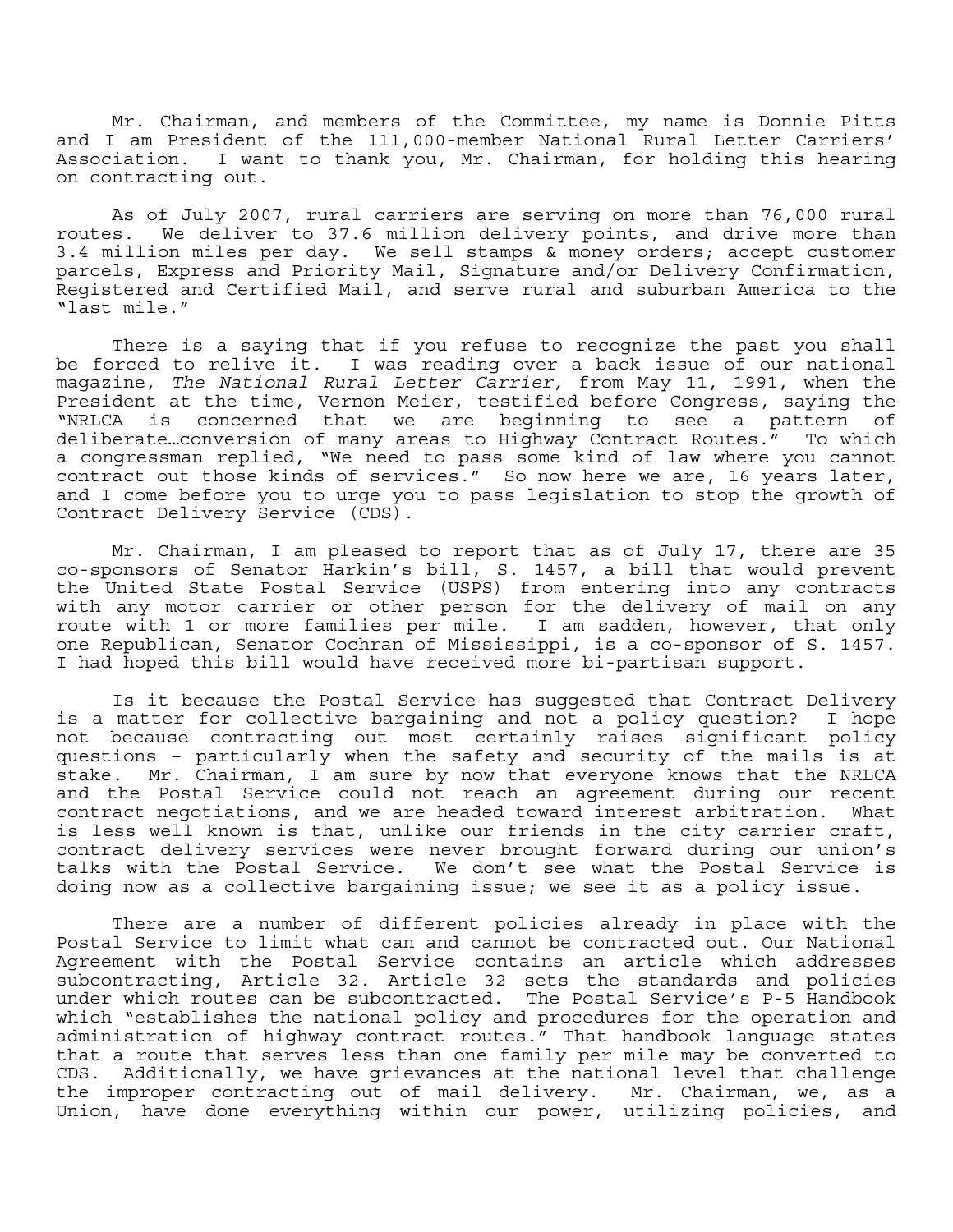Mr. Chairman, and members of the Committee, my name is Donnie Pitts and I am President of the 111,000-member National Rural Letter Carriers' Association. I want to thank you, Mr. Chairman, for holding this hearing on contracting out.

As of July 2007, rural carriers are serving on more than 76,000 rural routes. We deliver to 37.6 million delivery points, and drive more than 3.4 million miles per day. We sell stamps & money orders; accept customer parcels, Express and Priority Mail, Signature and/or Delivery Confirmation, Registered and Certified Mail, and serve rural and suburban America to the "last mile."

There is a saying that if you refuse to recognize the past you shall be forced to relive it. I was reading over a back issue of our national magazine, *The National Rural Letter Carrier,* from May 11, 1991, when the President at the time, Vernon Meier, testified before Congress, saying the "NRLCA is concerned that we are beginning to see a pattern of deliberate…conversion of many areas to Highway Contract Routes." To which a congressman replied, "We need to pass some kind of law where you cannot contract out those kinds of services." So now here we are, 16 years later, and I come before you to urge you to pass legislation to stop the growth of Contract Delivery Service (CDS).

Mr. Chairman, I am pleased to report that as of July 17, there are 35 co-sponsors of Senator Harkin's bill, S. 1457, a bill that would prevent the United State Postal Service (USPS) from entering into any contracts with any motor carrier or other person for the delivery of mail on any route with 1 or more families per mile. I am sadden, however, that only one Republican, Senator Cochran of Mississippi, is a co-sponsor of S. 1457. I had hoped this bill would have received more bi-partisan support.

Is it because the Postal Service has suggested that Contract Delivery is a matter for collective bargaining and not a policy question? I hope not because contracting out most certainly raises significant policy questions – particularly when the safety and security of the mails is at stake. Mr. Chairman, I am sure by now that everyone knows that the NRLCA and the Postal Service could not reach an agreement during our recent contract negotiations, and we are headed toward interest arbitration. What is less well known is that, unlike our friends in the city carrier craft, contract delivery services were never brought forward during our union's talks with the Postal Service. We don't see what the Postal Service is doing now as a collective bargaining issue; we see it as a policy issue.

There are a number of different policies already in place with the Postal Service to limit what can and cannot be contracted out. Our National Agreement with the Postal Service contains an article which addresses subcontracting, Article 32. Article 32 sets the standards and policies under which routes can be subcontracted. The Postal Service's P-5 Handbook which "establishes the national policy and procedures for the operation and administration of highway contract routes." That handbook language states that a route that serves less than one family per mile may be converted to CDS. Additionally, we have grievances at the national level that challenge the improper contracting out of mail delivery. Mr. Chairman, we, as a Union, have done everything within our power, utilizing policies, and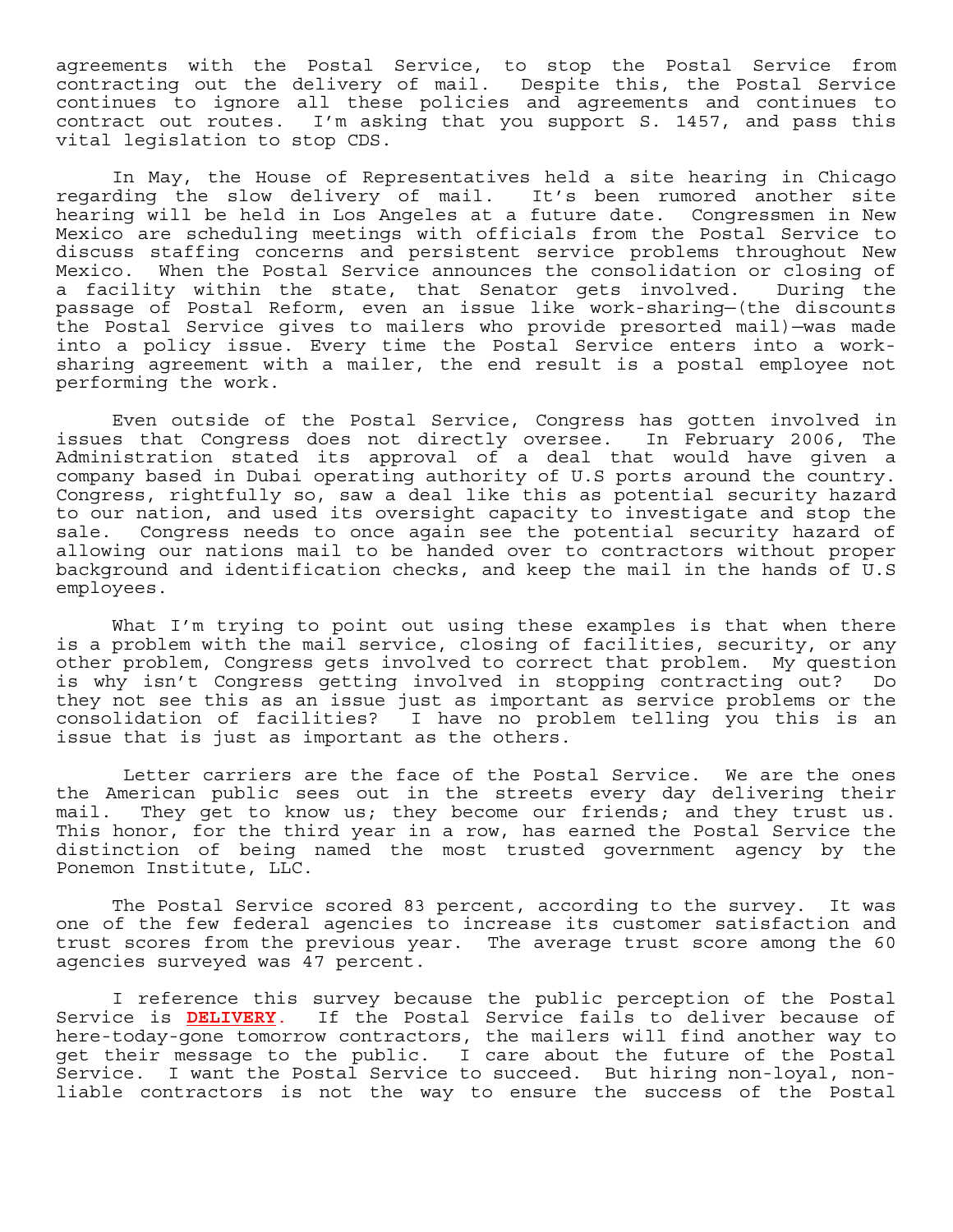agreements with the Postal Service, to stop the Postal Service from contracting out the delivery of mail. Despite this, the Postal Service continues to ignore all these policies and agreements and continues to contract out routes. I'm asking that you support S. 1457, and pass this vital legislation to stop CDS.

In May, the House of Representatives held a site hearing in Chicago regarding the slow delivery of mail. It's been rumored another site hearing will be held in Los Angeles at a future date. Congressmen in New Mexico are scheduling meetings with officials from the Postal Service to discuss staffing concerns and persistent service problems throughout New Mexico. When the Postal Service announces the consolidation or closing of a facility within the state, that Senator gets involved. During the passage of Postal Reform, even an issue like work-sharing—(the discounts the Postal Service gives to mailers who provide presorted mail)—was made into a policy issue. Every time the Postal Service enters into a work-sharing agreement with a mailer, the end result is a postal employee not performing the work.

Even outside of the Postal Service, Congress has gotten involved in issues that Congress does not directly oversee. In February 2006, The Administration stated its approval of a deal that would have given a company based in Dubai operating authority of U.S ports around the country. Congress, rightfully so, saw a deal like this as potential security hazard to our nation, and used its oversight capacity to investigate and stop the sale. Congress needs to once again see the potential security hazard of allowing our nations mail to be handed over to contractors without proper background and identification checks, and keep the mail in the hands of U.S employees.

What I'm trying to point out using these examples is that when there is a problem with the mail service, closing of facilities, security, or any other problem, Congress gets involved to correct that problem. My question is why isn't Congress getting involved in stopping contracting out? Do they not see this as an issue just as important as service problems or the consolidation of facilities? I have no problem telling you this is an issue that is just as important as the others.

Letter carriers are the face of the Postal Service. We are the ones the American public sees out in the streets every day delivering their mail. They get to know us; they become our friends; and they trust us. This honor, for the third year in a row, has earned the Postal Service the distinction of being named the most trusted government agency by the Ponemon Institute, LLC.

The Postal Service scored 83 percent, according to the survey. It was one of the few federal agencies to increase its customer satisfaction and trust scores from the previous year. The average trust score among the 60 agencies surveyed was 47 percent.

I reference this survey because the public perception of the Postal Service is **DELIVERY**. If the Postal Service fails to deliver because of here-today-gone tomorrow contractors, the mailers will find another way to get their message to the public. I care about the future of the Postal Service. I want the Postal Service to succeed. But hiring non-loyal, non-liable contractors is not the way to ensure the success of the Postal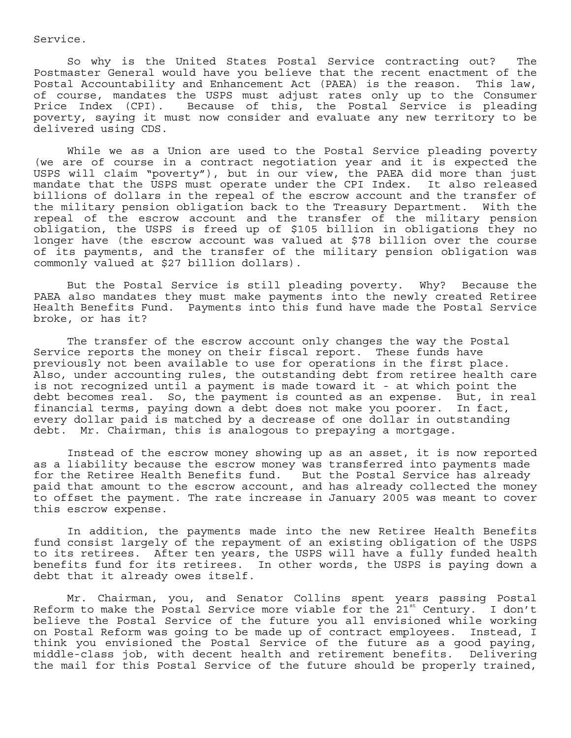Service.

So why is the United States Postal Service contracting out? The Postmaster General would have you believe that the recent enactment of the Postal Accountability and Enhancement Act (PAEA) is the reason. This law, of course, mandates the USPS must adjust rates only up to the Consumer Price Index (CPI). Because of this, the Postal Service is pleading poverty, saying it must now consider and evaluate any new territory to be delivered using CDS.

While we as a Union are used to the Postal Service pleading poverty (we are of course in a contract negotiation year and it is expected the USPS will claim "poverty"), but in our view, the PAEA did more than just mandate that the USPS must operate under the CPI Index. It also released billions of dollars in the repeal of the escrow account and the transfer of the military pension obligation back to the Treasury Department. With the repeal of the escrow account and the transfer of the military pension obligation, the USPS is freed up of $105 billion in obligations they no longer have (the escrow account was valued at $78 billion over the course of its payments, and the transfer of the military pension obligation was commonly valued at $27 billion dollars).

But the Postal Service is still pleading poverty. Why? Because the PAEA also mandates they must make payments into the newly created Retiree Health Benefits Fund. Payments into this fund have made the Postal Service broke, or has it?

The transfer of the escrow account only changes the way the Postal Service reports the money on their fiscal report. These funds have previously not been available to use for operations in the first place. Also, under accounting rules, the outstanding debt from retiree health care is not recognized until a payment is made toward it - at which point the debt becomes real. So, the payment is counted as an expense. But, in real financial terms, paying down a debt does not make you poorer. In fact, every dollar paid is matched by a decrease of one dollar in outstanding debt. Mr. Chairman, this is analogous to prepaying a mortgage.

Instead of the escrow money showing up as an asset, it is now reported as a liability because the escrow money was transferred into payments made for the Retiree Health Benefits fund. But the Postal Service has already paid that amount to the escrow account, and has already collected the money to offset the payment. The rate increase in January 2005 was meant to cover this escrow expense.

In addition, the payments made into the new Retiree Health Benefits fund consist largely of the repayment of an existing obligation of the USPS to its retirees. After ten years, the USPS will have a fully funded health benefits fund for its retirees. In other words, the USPS is paying down a debt that it already owes itself.

Mr. Chairman, you, and Senator Collins spent years passing Postal Reform to make the Postal Service more viable for the 21st Century. I don't believe the Postal Service of the future you all envisioned while working on Postal Reform was going to be made up of contract employees. Instead, I think you envisioned the Postal Service of the future as a good paying, middle-class job, with decent health and retirement benefits. Delivering the mail for this Postal Service of the future should be properly trained,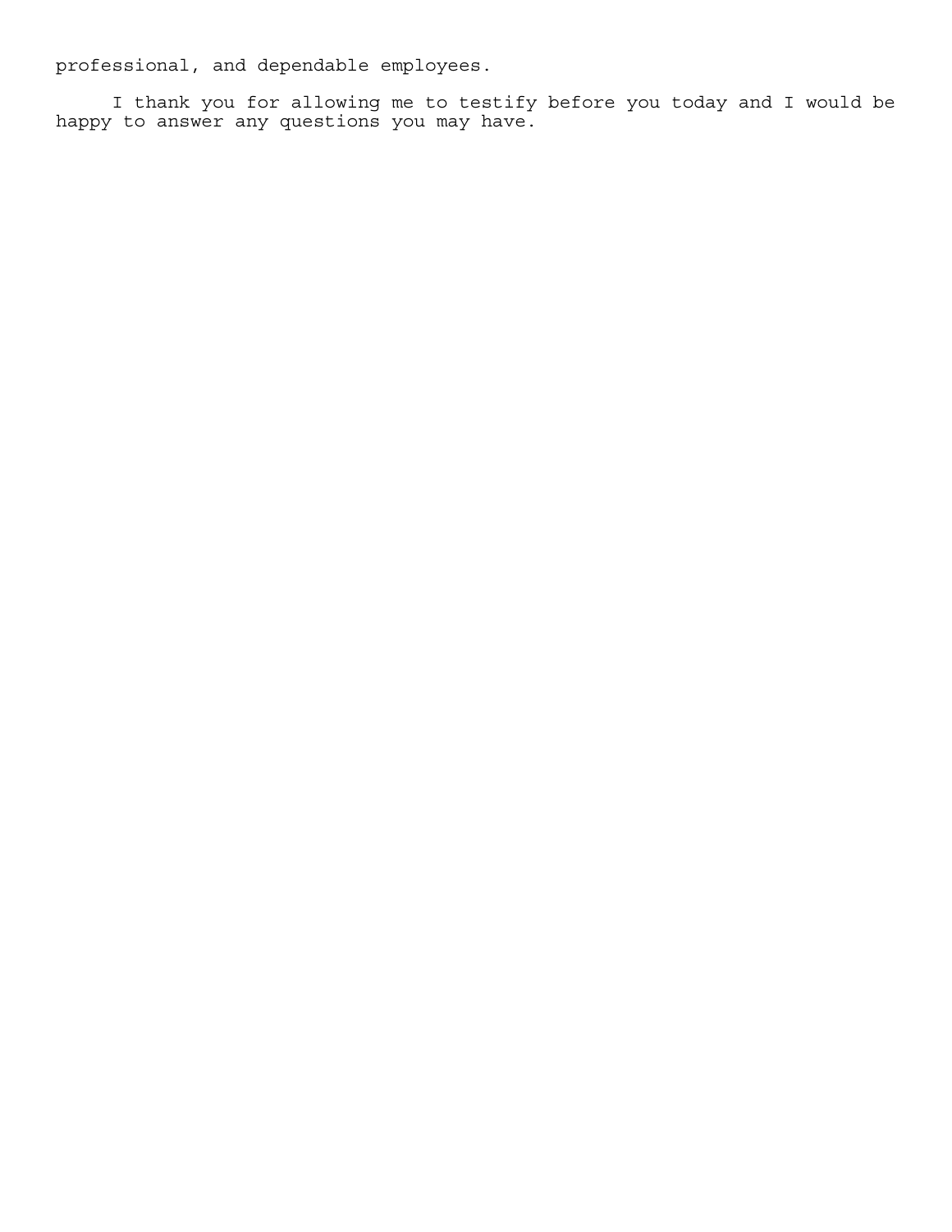professional, and dependable employees.

I thank you for allowing me to testify before you today and I would be happy to answer any questions you may have.